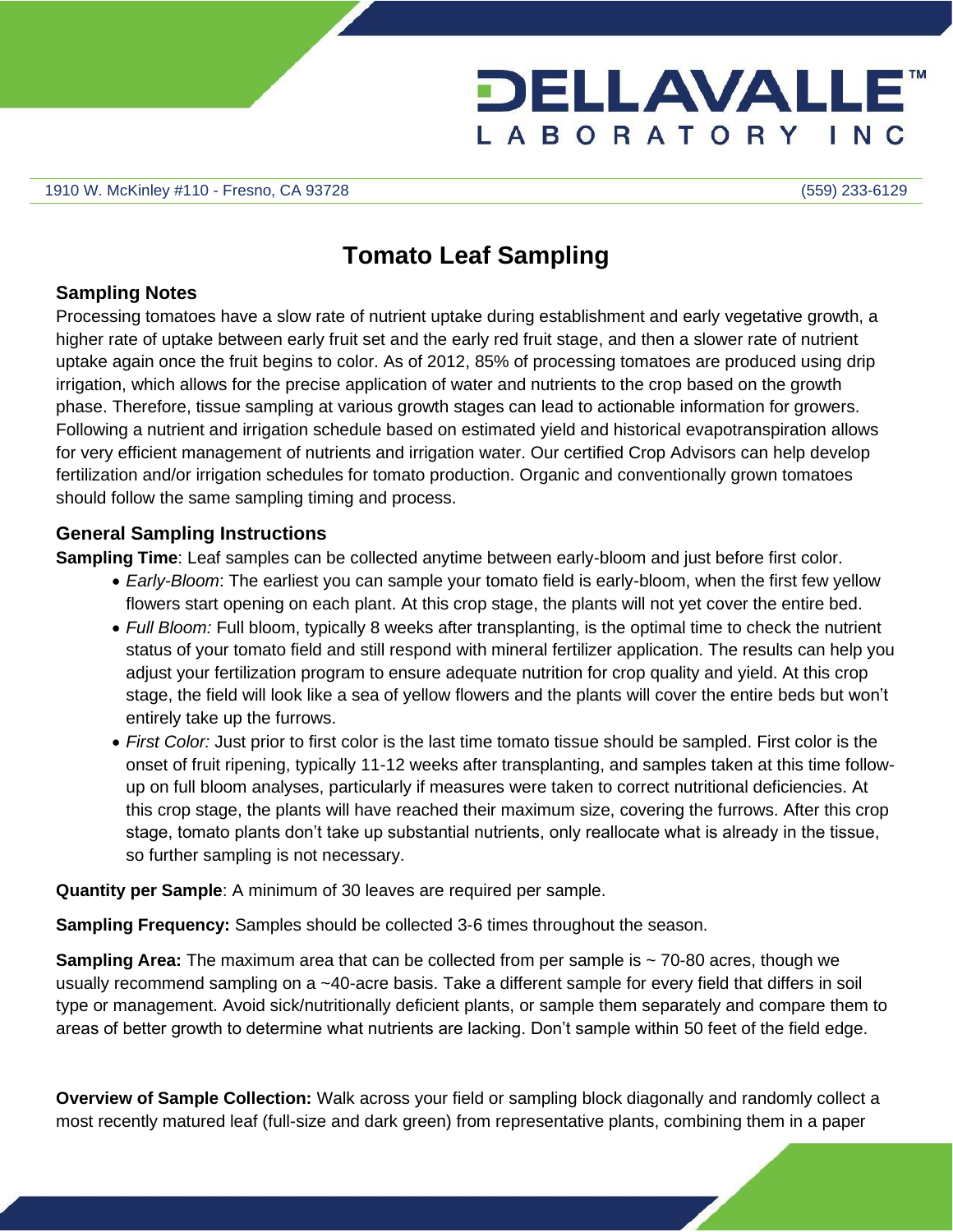DELLAVALLE™
LABORATORY INC

1910 W. McKinley #110 - Fresno, CA 93728 (559) 233-6129

# Tomato Leaf Sampling

## Sampling Notes

Processing tomatoes have a slow rate of nutrient uptake during establishment and early vegetative growth, a higher rate of uptake between early fruit set and the early red fruit stage, and then a slower rate of nutrient uptake again once the fruit begins to color. As of 2012, 85% of processing tomatoes are produced using drip irrigation, which allows for the precise application of water and nutrients to the crop based on the growth phase. Therefore, tissue sampling at various growth stages can lead to actionable information for growers. Following a nutrient and irrigation schedule based on estimated yield and historical evapotranspiration allows for very efficient management of nutrients and irrigation water. Our certified Crop Advisors can help develop fertilization and/or irrigation schedules for tomato production. Organic and conventionally grown tomatoes should follow the same sampling timing and process.

## General Sampling Instructions

**Sampling Time**: Leaf samples can be collected anytime between early-bloom and just before first color.

- *Early-Bloom*: The earliest you can sample your tomato field is early-bloom, when the first few yellow flowers start opening on each plant. At this crop stage, the plants will not yet cover the entire bed.
- *Full Bloom:* Full bloom, typically 8 weeks after transplanting, is the optimal time to check the nutrient status of your tomato field and still respond with mineral fertilizer application. The results can help you adjust your fertilization program to ensure adequate nutrition for crop quality and yield. At this crop stage, the field will look like a sea of yellow flowers and the plants will cover the entire beds but won't entirely take up the furrows.
- *First Color:* Just prior to first color is the last time tomato tissue should be sampled. First color is the onset of fruit ripening, typically 11-12 weeks after transplanting, and samples taken at this time follow-up on full bloom analyses, particularly if measures were taken to correct nutritional deficiencies. At this crop stage, the plants will have reached their maximum size, covering the furrows. After this crop stage, tomato plants don't take up substantial nutrients, only reallocate what is already in the tissue, so further sampling is not necessary.

**Quantity per Sample**: A minimum of 30 leaves are required per sample.

**Sampling Frequency:** Samples should be collected 3-6 times throughout the season.

**Sampling Area:** The maximum area that can be collected from per sample is ~ 70-80 acres, though we usually recommend sampling on a ~40-acre basis. Take a different sample for every field that differs in soil type or management. Avoid sick/nutritionally deficient plants, or sample them separately and compare them to areas of better growth to determine what nutrients are lacking. Don't sample within 50 feet of the field edge.

**Overview of Sample Collection:** Walk across your field or sampling block diagonally and randomly collect a most recently matured leaf (full-size and dark green) from representative plants, combining them in a paper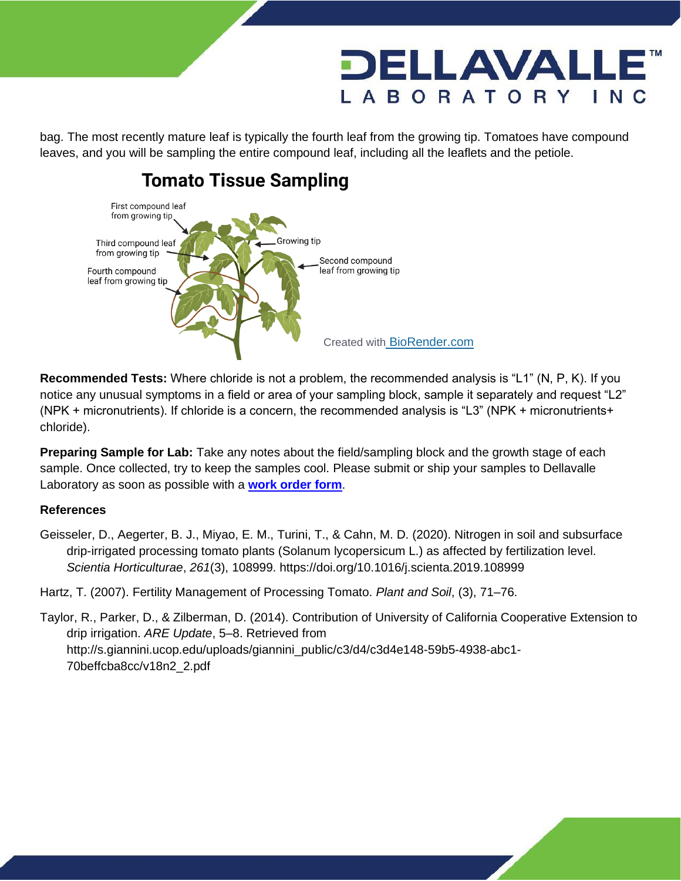bag. The most recently mature leaf is typically the fourth leaf from the growing tip. Tomatoes have compound leaves, and you will be sampling the entire compound leaf, including all the leaflets and the petiole.

## Tomato Tissue Sampling

First compound leaf from growing tip

Third compound leaf from growing tip

Fourth compound leaf from growing tip

Growing tip

Second compound leaf from growing tip

Created with BioRender.com

**Recommended Tests:** Where chloride is not a problem, the recommended analysis is "L1" (N, P, K). If you notice any unusual symptoms in a field or area of your sampling block, sample it separately and request "L2" (NPK + micronutrients). If chloride is a concern, the recommended analysis is "L3" (NPK + micronutrients+ chloride).

**Preparing Sample for Lab:** Take any notes about the field/sampling block and the growth stage of each sample. Once collected, try to keep the samples cool. Please submit or ship your samples to Dellavalle Laboratory as soon as possible with a **work order form**.

**References**

Geisseler, D., Aegerter, B. J., Miyao, E. M., Turini, T., & Cahn, M. D. (2020). Nitrogen in soil and subsurface drip-irrigated processing tomato plants (Solanum lycopersicum L.) as affected by fertilization level. *Scientia Horticulturae*, *261*(3), 108999. https://doi.org/10.1016/j.scienta.2019.108999

Hartz, T. (2007). Fertility Management of Processing Tomato. *Plant and Soil*, (3), 71–76.

Taylor, R., Parker, D., & Zilberman, D. (2014). Contribution of University of California Cooperative Extension to drip irrigation. *ARE Update*, 5–8. Retrieved from http://s.giannini.ucop.edu/uploads/giannini_public/c3/d4/c3d4e148-59b5-4938-abc1-70beffcba8cc/v18n2_2.pdf